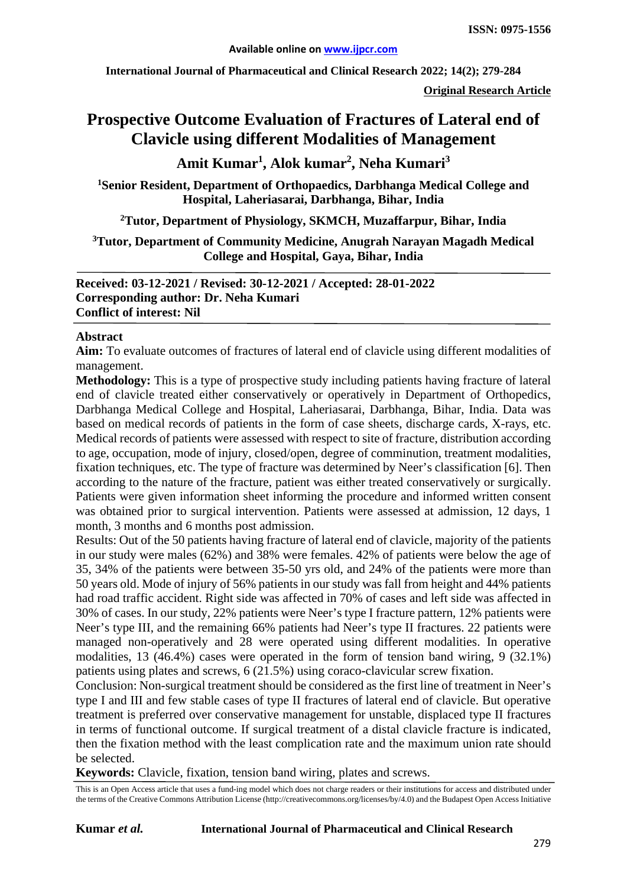**Original Research Article**

# Prospective Outcome Evaluation of Fractures of Lateral end of Clavicle using different Modalities of Management

**Amit Kumar[1], Alok kumar[2], Neha Kumari[3]**

[1]Senior Resident, Department of Orthopaedics, Darbhanga Medical College and Hospital, Laheriasarai, Darbhanga, Bihar, India

[2]Tutor, Department of Physiology, SKMCH, Muzaffarpur, Bihar, India

[3]Tutor, Department of Community Medicine, Anugrah Narayan Magadh Medical College and Hospital, Gaya, Bihar, India

**Received: 03-12-2021 / Revised: 30-12-2021 / Accepted: 28-01-2022**
**Corresponding author: Dr. Neha Kumari**
**Conflict of interest: Nil**

## Abstract

**Aim:** To evaluate outcomes of fractures of lateral end of clavicle using different modalities of management.

**Methodology:** This is a type of prospective study including patients having fracture of lateral end of clavicle treated either conservatively or operatively in Department of Orthopedics, Darbhanga Medical College and Hospital, Laheriasarai, Darbhanga, Bihar, India. Data was based on medical records of patients in the form of case sheets, discharge cards, X-rays, etc. Medical records of patients were assessed with respect to site of fracture, distribution according to age, occupation, mode of injury, closed/open, degree of comminution, treatment modalities, fixation techniques, etc. The type of fracture was determined by Neer's classification [6]. Then according to the nature of the fracture, patient was either treated conservatively or surgically. Patients were given information sheet informing the procedure and informed written consent was obtained prior to surgical intervention. Patients were assessed at admission, 12 days, 1 month, 3 months and 6 months post admission.

Results: Out of the 50 patients having fracture of lateral end of clavicle, majority of the patients in our study were males (62%) and 38% were females. 42% of patients were below the age of 35, 34% of the patients were between 35-50 yrs old, and 24% of the patients were more than 50 years old. Mode of injury of 56% patients in our study was fall from height and 44% patients had road traffic accident. Right side was affected in 70% of cases and left side was affected in 30% of cases. In our study, 22% patients were Neer's type I fracture pattern, 12% patients were Neer's type III, and the remaining 66% patients had Neer's type II fractures. 22 patients were managed non-operatively and 28 were operated using different modalities. In operative modalities, 13 (46.4%) cases were operated in the form of tension band wiring, 9 (32.1%) patients using plates and screws, 6 (21.5%) using coraco-clavicular screw fixation.

Conclusion: Non-surgical treatment should be considered as the first line of treatment in Neer's type I and III and few stable cases of type II fractures of lateral end of clavicle. But operative treatment is preferred over conservative management for unstable, displaced type II fractures in terms of functional outcome. If surgical treatment of a distal clavicle fracture is indicated, then the fixation method with the least complication rate and the maximum union rate should be selected.

**Keywords:** Clavicle, fixation, tension band wiring, plates and screws.

This is an Open Access article that uses a fund-ing model which does not charge readers or their institutions for access and distributed under the terms of the Creative Commons Attribution License (http://creativecommons.org/licenses/by/4.0) and the Budapest Open Access Initiative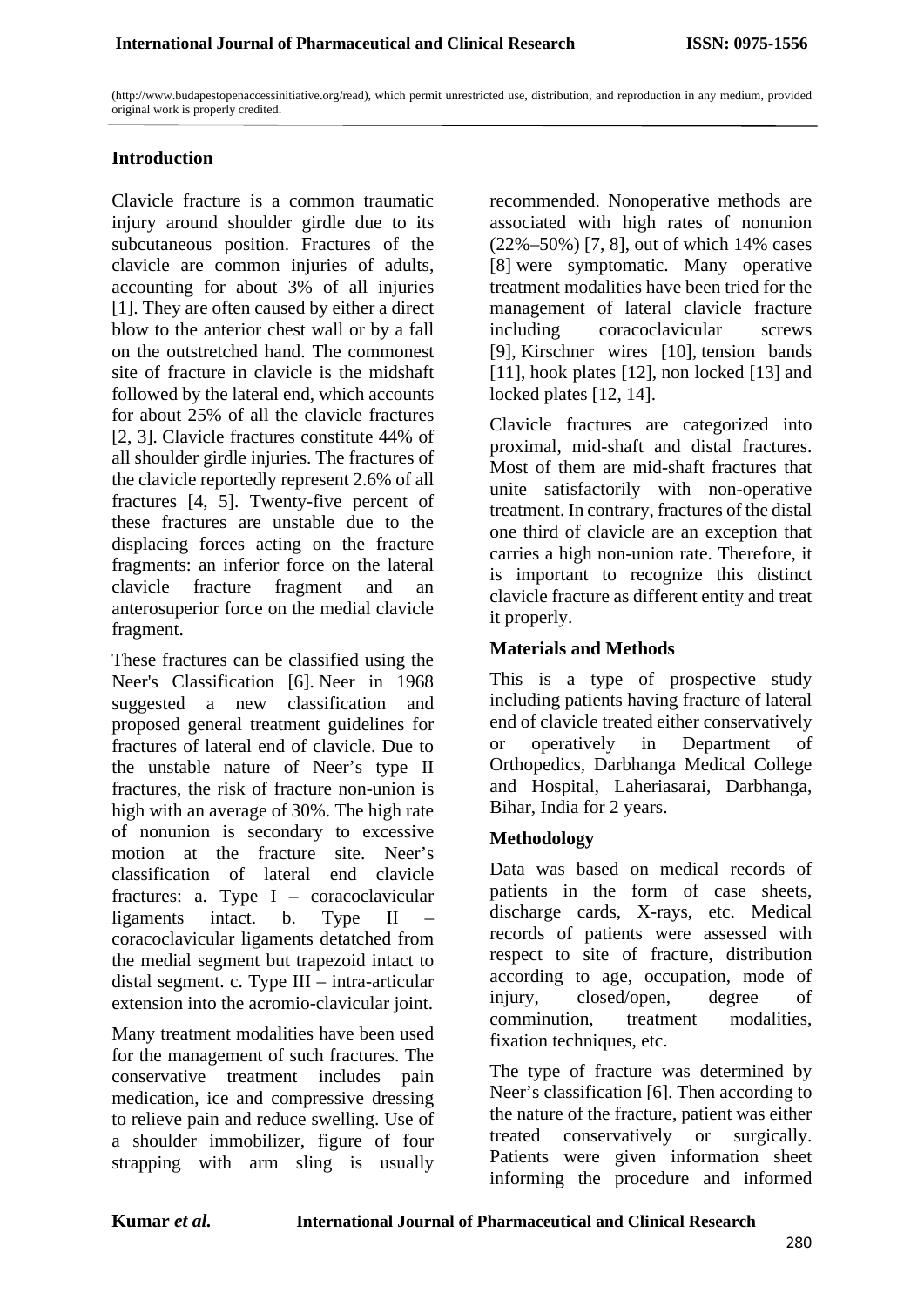(http://www.budapestopenaccessinitiative.org/read), which permit unrestricted use, distribution, and reproduction in any medium, provided original work is properly credited.

## Introduction

Clavicle fracture is a common traumatic injury around shoulder girdle due to its subcutaneous position. Fractures of the clavicle are common injuries of adults, accounting for about 3% of all injuries [1]. They are often caused by either a direct blow to the anterior chest wall or by a fall on the outstretched hand. The commonest site of fracture in clavicle is the midshaft followed by the lateral end, which accounts for about 25% of all the clavicle fractures [2, 3]. Clavicle fractures constitute 44% of all shoulder girdle injuries. The fractures of the clavicle reportedly represent 2.6% of all fractures [4, 5]. Twenty-five percent of these fractures are unstable due to the displacing forces acting on the fracture fragments: an inferior force on the lateral clavicle fracture fragment and an anterosuperior force on the medial clavicle fragment.

These fractures can be classified using the Neer's Classification [6]. Neer in 1968 suggested a new classification and proposed general treatment guidelines for fractures of lateral end of clavicle. Due to the unstable nature of Neer's type II fractures, the risk of fracture non-union is high with an average of 30%. The high rate of nonunion is secondary to excessive motion at the fracture site. Neer's classification of lateral end clavicle fractures: a. Type I – coracoclavicular ligaments intact. b. Type II – coracoclavicular ligaments detatched from the medial segment but trapezoid intact to distal segment. c. Type III – intra-articular extension into the acromio-clavicular joint.

Many treatment modalities have been used for the management of such fractures. The conservative treatment includes pain medication, ice and compressive dressing to relieve pain and reduce swelling. Use of a shoulder immobilizer, figure of four strapping with arm sling is usually recommended. Nonoperative methods are associated with high rates of nonunion (22%–50%) [7, 8], out of which 14% cases [8] were symptomatic. Many operative treatment modalities have been tried for the management of lateral clavicle fracture including coracoclavicular screws [9], Kirschner wires [10], tension bands [11], hook plates [12], non locked [13] and locked plates [12, 14].

Clavicle fractures are categorized into proximal, mid-shaft and distal fractures. Most of them are mid-shaft fractures that unite satisfactorily with non-operative treatment. In contrary, fractures of the distal one third of clavicle are an exception that carries a high non-union rate. Therefore, it is important to recognize this distinct clavicle fracture as different entity and treat it properly.

## Materials and Methods

This is a type of prospective study including patients having fracture of lateral end of clavicle treated either conservatively or operatively in Department of Orthopedics, Darbhanga Medical College and Hospital, Laheriasarai, Darbhanga, Bihar, India for 2 years.

## Methodology

Data was based on medical records of patients in the form of case sheets, discharge cards, X-rays, etc. Medical records of patients were assessed with respect to site of fracture, distribution according to age, occupation, mode of injury, closed/open, degree of comminution, treatment modalities, fixation techniques, etc.

The type of fracture was determined by Neer's classification [6]. Then according to the nature of the fracture, patient was either treated conservatively or surgically. Patients were given information sheet informing the procedure and informed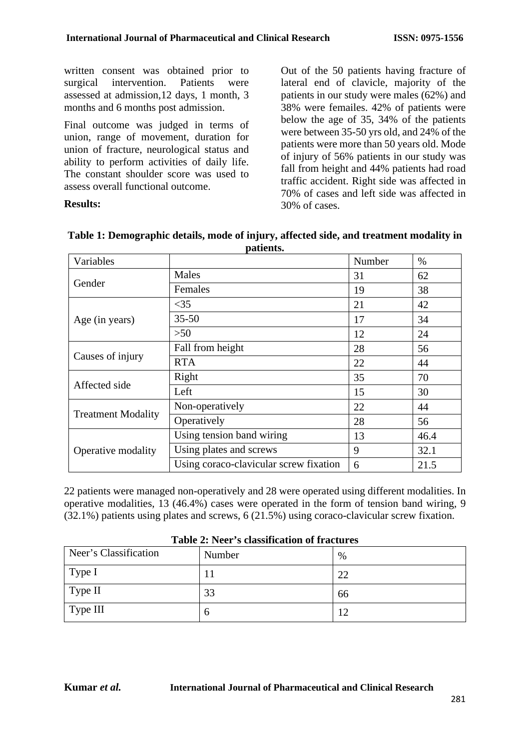written consent was obtained prior to surgical intervention. Patients were assessed at admission,12 days, 1 month, 3 months and 6 months post admission.

Final outcome was judged in terms of union, range of movement, duration for union of fracture, neurological status and ability to perform activities of daily life. The constant shoulder score was used to assess overall functional outcome.

**Results:**

Out of the 50 patients having fracture of lateral end of clavicle, majority of the patients in our study were males (62%) and 38% were femailes. 42% of patients were below the age of 35, 34% of the patients were between 35-50 yrs old, and 24% of the patients were more than 50 years old. Mode of injury of 56% patients in our study was fall from height and 44% patients had road traffic accident. Right side was affected in 70% of cases and left side was affected in 30% of cases.

**Table 1: Demographic details, mode of injury, affected side, and treatment modality in patients.**

| Variables | | Number | % |
|---|---|---|---|
| Gender | Males | 31 | 62 |
| | Females | 19 | 38 |
| Age (in years) | <35 | 21 | 42 |
| | 35-50 | 17 | 34 |
| | >50 | 12 | 24 |
| Causes of injury | Fall from height | 28 | 56 |
| | RTA | 22 | 44 |
| Affected side | Right | 35 | 70 |
| | Left | 15 | 30 |
| Treatment Modality | Non-operatively | 22 | 44 |
| | Operatively | 28 | 56 |
| Operative modality | Using tension band wiring | 13 | 46.4 |
| | Using plates and screws | 9 | 32.1 |
| | Using coraco-clavicular screw fixation | 6 | 21.5 |

22 patients were managed non-operatively and 28 were operated using different modalities. In operative modalities, 13 (46.4%) cases were operated in the form of tension band wiring, 9 (32.1%) patients using plates and screws, 6 (21.5%) using coraco-clavicular screw fixation.

**Table 2: Neer's classification of fractures**

| Neer's Classification | Number | % |
|---|---|---|
| Type I | 11 | 22 |
| Type II | 33 | 66 |
| Type III | 6 | 12 |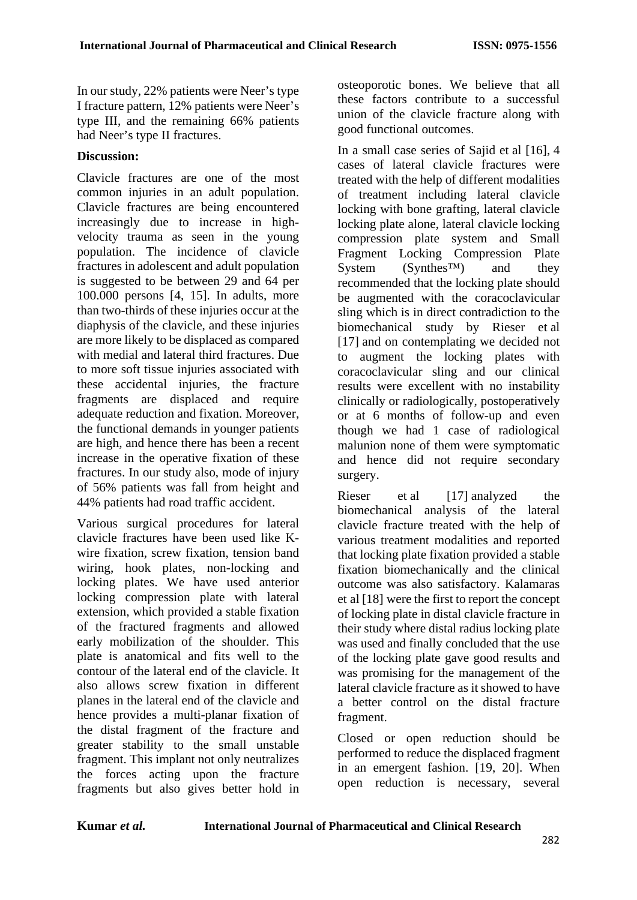In our study, 22% patients were Neer's type I fracture pattern, 12% patients were Neer's type III, and the remaining 66% patients had Neer's type II fractures.

**Discussion:**

Clavicle fractures are one of the most common injuries in an adult population. Clavicle fractures are being encountered increasingly due to increase in high-velocity trauma as seen in the young population. The incidence of clavicle fractures in adolescent and adult population is suggested to be between 29 and 64 per 100.000 persons [4, 15]. In adults, more than two-thirds of these injuries occur at the diaphysis of the clavicle, and these injuries are more likely to be displaced as compared with medial and lateral third fractures. Due to more soft tissue injuries associated with these accidental injuries, the fracture fragments are displaced and require adequate reduction and fixation. Moreover, the functional demands in younger patients are high, and hence there has been a recent increase in the operative fixation of these fractures. In our study also, mode of injury of 56% patients was fall from height and 44% patients had road traffic accident.

Various surgical procedures for lateral clavicle fractures have been used like K-wire fixation, screw fixation, tension band wiring, hook plates, non-locking and locking plates. We have used anterior locking compression plate with lateral extension, which provided a stable fixation of the fractured fragments and allowed early mobilization of the shoulder. This plate is anatomical and fits well to the contour of the lateral end of the clavicle. It also allows screw fixation in different planes in the lateral end of the clavicle and hence provides a multi-planar fixation of the distal fragment of the fracture and greater stability to the small unstable fragment. This implant not only neutralizes the forces acting upon the fracture fragments but also gives better hold in osteoporotic bones. We believe that all these factors contribute to a successful union of the clavicle fracture along with good functional outcomes.

In a small case series of Sajid et al [16], 4 cases of lateral clavicle fractures were treated with the help of different modalities of treatment including lateral clavicle locking with bone grafting, lateral clavicle locking plate alone, lateral clavicle locking compression plate system and Small Fragment Locking Compression Plate System (Synthes™) and they recommended that the locking plate should be augmented with the coracoclavicular sling which is in direct contradiction to the biomechanical study by Rieser et al [17] and on contemplating we decided not to augment the locking plates with coracoclavicular sling and our clinical results were excellent with no instability clinically or radiologically, postoperatively or at 6 months of follow-up and even though we had 1 case of radiological malunion none of them were symptomatic and hence did not require secondary surgery.

Rieser et al [17] analyzed the biomechanical analysis of the lateral clavicle fracture treated with the help of various treatment modalities and reported that locking plate fixation provided a stable fixation biomechanically and the clinical outcome was also satisfactory. Kalamaras et al [18] were the first to report the concept of locking plate in distal clavicle fracture in their study where distal radius locking plate was used and finally concluded that the use of the locking plate gave good results and was promising for the management of the lateral clavicle fracture as it showed to have a better control on the distal fracture fragment.

Closed or open reduction should be performed to reduce the displaced fragment in an emergent fashion. [19, 20]. When open reduction is necessary, several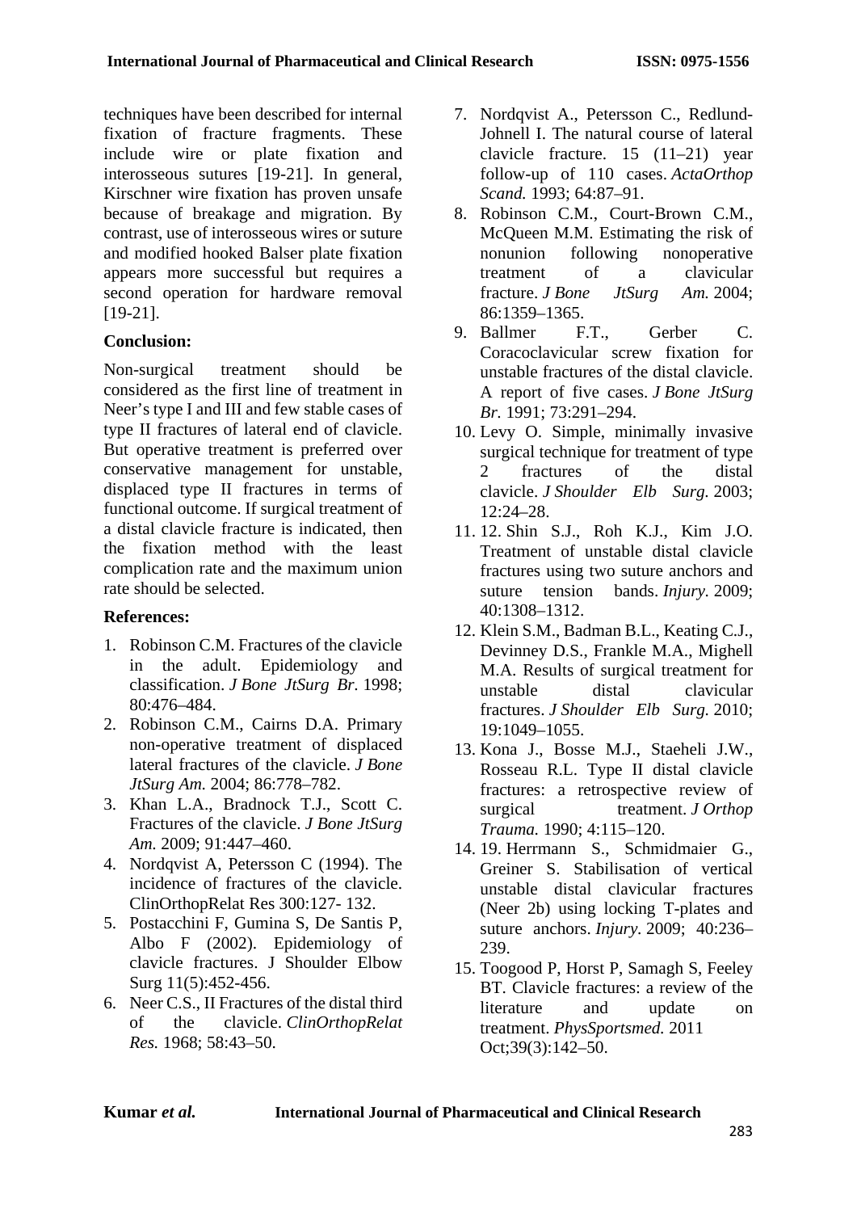techniques have been described for internal fixation of fracture fragments. These include wire or plate fixation and interosseous sutures [19-21]. In general, Kirschner wire fixation has proven unsafe because of breakage and migration. By contrast, use of interosseous wires or suture and modified hooked Balser plate fixation appears more successful but requires a second operation for hardware removal [19-21].

**Conclusion:**

Non-surgical treatment should be considered as the first line of treatment in Neer's type I and III and few stable cases of type II fractures of lateral end of clavicle. But operative treatment is preferred over conservative management for unstable, displaced type II fractures in terms of functional outcome. If surgical treatment of a distal clavicle fracture is indicated, then the fixation method with the least complication rate and the maximum union rate should be selected.

**References:**

1. Robinson C.M. Fractures of the clavicle in the adult. Epidemiology and classification. *J Bone JtSurg Br.* 1998; 80:476–484.
2. Robinson C.M., Cairns D.A. Primary non-operative treatment of displaced lateral fractures of the clavicle. *J Bone JtSurg Am.* 2004; 86:778–782.
3. Khan L.A., Bradnock T.J., Scott C. Fractures of the clavicle. *J Bone JtSurg Am.* 2009; 91:447–460.
4. Nordqvist A, Petersson C (1994). The incidence of fractures of the clavicle. ClinOrthopRelat Res 300:127- 132.
5. Postacchini F, Gumina S, De Santis P, Albo F (2002). Epidemiology of clavicle fractures. J Shoulder Elbow Surg 11(5):452-456.
6. Neer C.S., II Fractures of the distal third of the clavicle. *ClinOrthopRelat Res.* 1968; 58:43–50.
7. Nordqvist A., Petersson C., Redlund-Johnell I. The natural course of lateral clavicle fracture. 15 (11–21) year follow-up of 110 cases. *ActaOrthop Scand.* 1993; 64:87–91.
8. Robinson C.M., Court-Brown C.M., McQueen M.M. Estimating the risk of nonunion following nonoperative treatment of a clavicular fracture. *J Bone JtSurg Am.* 2004; 86:1359–1365.
9. Ballmer F.T., Gerber C. Coracoclavicular screw fixation for unstable fractures of the distal clavicle. A report of five cases. *J Bone JtSurg Br.* 1991; 73:291–294.
10. Levy O. Simple, minimally invasive surgical technique for treatment of type 2 fractures of the distal clavicle. *J Shoulder Elb Surg.* 2003; 12:24–28.
11. 12. Shin S.J., Roh K.J., Kim J.O. Treatment of unstable distal clavicle fractures using two suture anchors and suture tension bands. *Injury.* 2009; 40:1308–1312.
12. Klein S.M., Badman B.L., Keating C.J., Devinney D.S., Frankle M.A., Mighell M.A. Results of surgical treatment for unstable distal clavicular fractures. *J Shoulder Elb Surg.* 2010; 19:1049–1055.
13. Kona J., Bosse M.J., Staeheli J.W., Rosseau R.L. Type II distal clavicle fractures: a retrospective review of surgical treatment. *J Orthop Trauma.* 1990; 4:115–120.
14. 19. Herrmann S., Schmidmaier G., Greiner S. Stabilisation of vertical unstable distal clavicular fractures (Neer 2b) using locking T-plates and suture anchors. *Injury.* 2009; 40:236–239.
15. Toogood P, Horst P, Samagh S, Feeley BT. Clavicle fractures: a review of the literature and update on treatment. *PhysSportsmed.* 2011 Oct;39(3):142–50.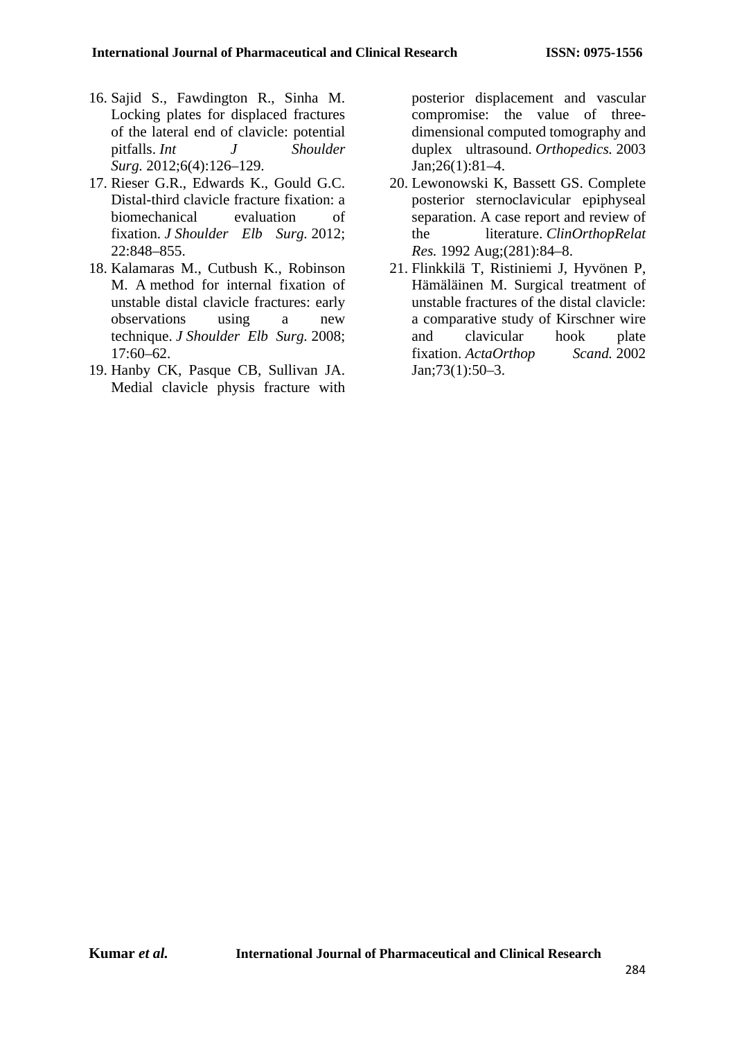16. Sajid S., Fawdington R., Sinha M. Locking plates for displaced fractures of the lateral end of clavicle: potential pitfalls. *Int J Shoulder Surg.* 2012;6(4):126–129.
17. Rieser G.R., Edwards K., Gould G.C. Distal-third clavicle fracture fixation: a biomechanical evaluation of fixation. *J Shoulder Elb Surg.* 2012; 22:848–855.
18. Kalamaras M., Cutbush K., Robinson M. A method for internal fixation of unstable distal clavicle fractures: early observations using a new technique. *J Shoulder Elb Surg.* 2008; 17:60–62.
19. Hanby CK, Pasque CB, Sullivan JA. Medial clavicle physis fracture with posterior displacement and vascular compromise: the value of three-dimensional computed tomography and duplex ultrasound. *Orthopedics.* 2003 Jan;26(1):81–4.
20. Lewonowski K, Bassett GS. Complete posterior sternoclavicular epiphyseal separation. A case report and review of the literature. *ClinOrthopRelat Res.* 1992 Aug;(281):84–8.
21. Flinkkilä T, Ristiniemi J, Hyvönen P, Hämäläinen M. Surgical treatment of unstable fractures of the distal clavicle: a comparative study of Kirschner wire and clavicular hook plate fixation. *ActaOrthop Scand.* 2002 Jan;73(1):50–3.